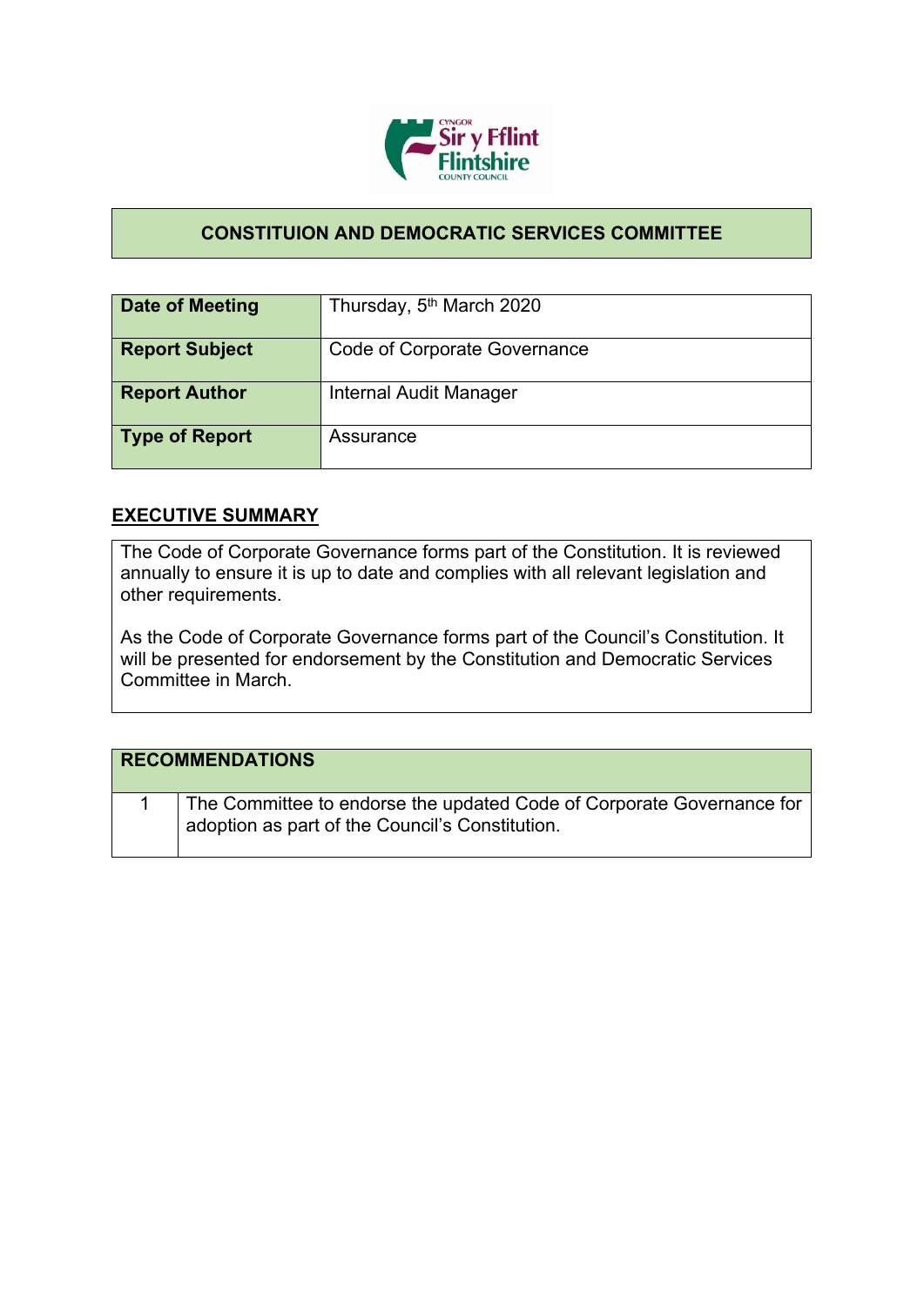## CONSTITUION AND DEMOCRATIC SERVICES COMMITTEE

| **Date of Meeting** | Thursday, 5th March 2020 |
|---|---|
| **Report Subject** | Code of Corporate Governance |
| **Report Author** | Internal Audit Manager |
| **Type of Report** | Assurance |

## EXECUTIVE SUMMARY

The Code of Corporate Governance forms part of the Constitution. It is reviewed annually to ensure it is up to date and complies with all relevant legislation and other requirements.

As the Code of Corporate Governance forms part of the Council's Constitution. It will be presented for endorsement by the Constitution and Democratic Services Committee in March.

| **RECOMMENDATIONS** | |
|---|---|
| 1 | The Committee to endorse the updated Code of Corporate Governance for adoption as part of the Council's Constitution. |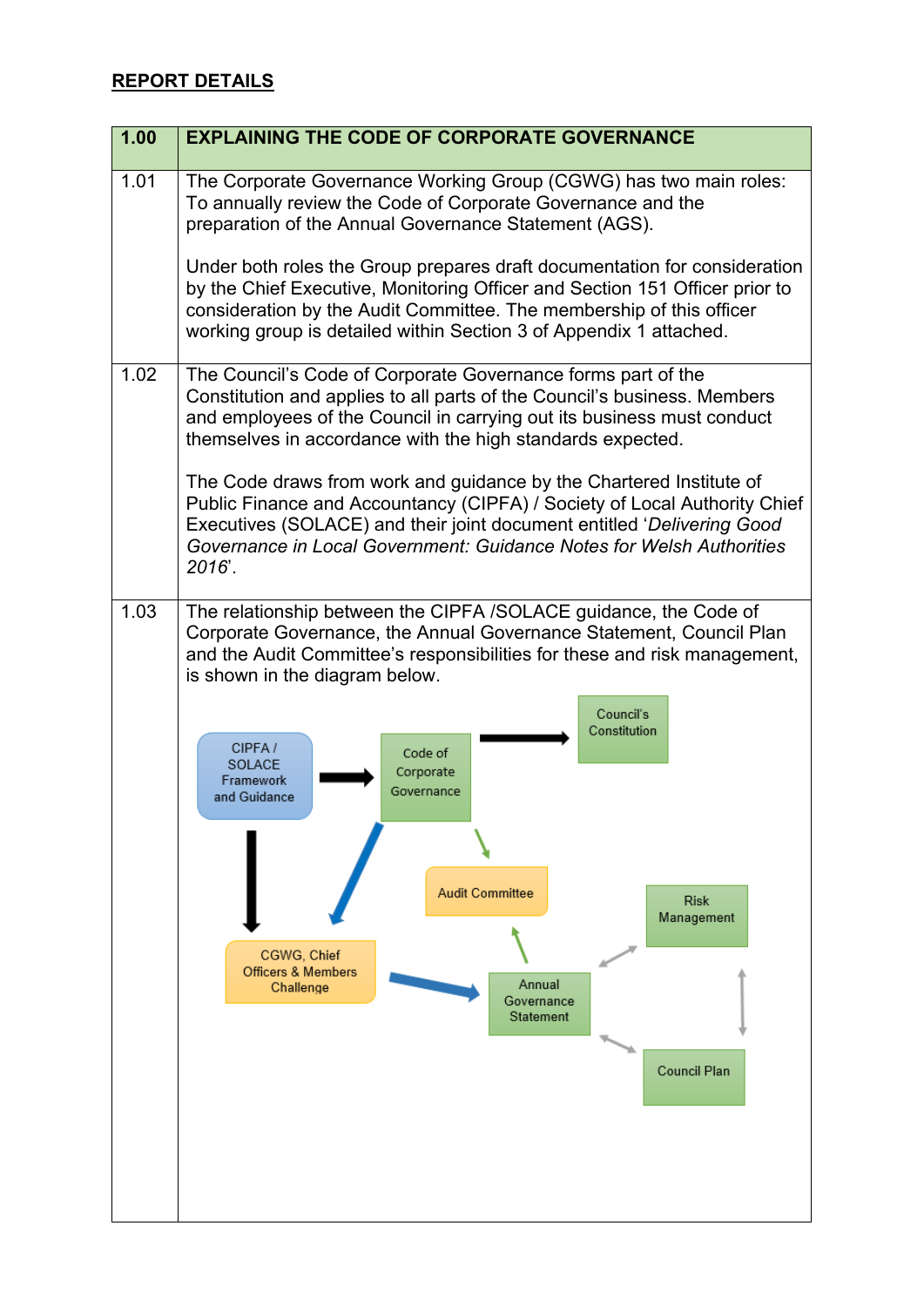**REPORT DETAILS**

| 1.00 | EXPLAINING THE CODE OF CORPORATE GOVERNANCE |
|---|---|
| 1.01 | The Corporate Governance Working Group (CGWG) has two main roles: To annually review the Code of Corporate Governance and the preparation of the Annual Governance Statement (AGS).<br><br>Under both roles the Group prepares draft documentation for consideration by the Chief Executive, Monitoring Officer and Section 151 Officer prior to consideration by the Audit Committee. The membership of this officer working group is detailed within Section 3 of Appendix 1 attached. |
| 1.02 | The Council's Code of Corporate Governance forms part of the Constitution and applies to all parts of the Council's business. Members and employees of the Council in carrying out its business must conduct themselves in accordance with the high standards expected.<br><br>The Code draws from work and guidance by the Chartered Institute of Public Finance and Accountancy (CIPFA) / Society of Local Authority Chief Executives (SOLACE) and their joint document entitled '*Delivering Good Governance in Local Government: Guidance Notes for Welsh Authorities 2016*'. |
| 1.03 | The relationship between the CIPFA /SOLACE guidance, the Code of Corporate Governance, the Annual Governance Statement, Council Plan and the Audit Committee's responsibilities for these and risk management, is shown in the diagram below.<br><br>CIPFA / SOLACE Framework and Guidance → Code of Corporate Governance → Council's Constitution<br>CIPFA / SOLACE Framework and Guidance → CGWG, Chief Officers & Members Challenge<br>Code of Corporate Governance → CGWG, Chief Officers & Members Challenge<br>Code of Corporate Governance → Audit Committee<br>CGWG, Chief Officers & Members Challenge → Annual Governance Statement<br>Annual Governance Statement → Audit Committee<br>Annual Governance Statement ↔ Risk Management<br>Annual Governance Statement ↔ Council Plan<br>Risk Management ↔ Council Plan |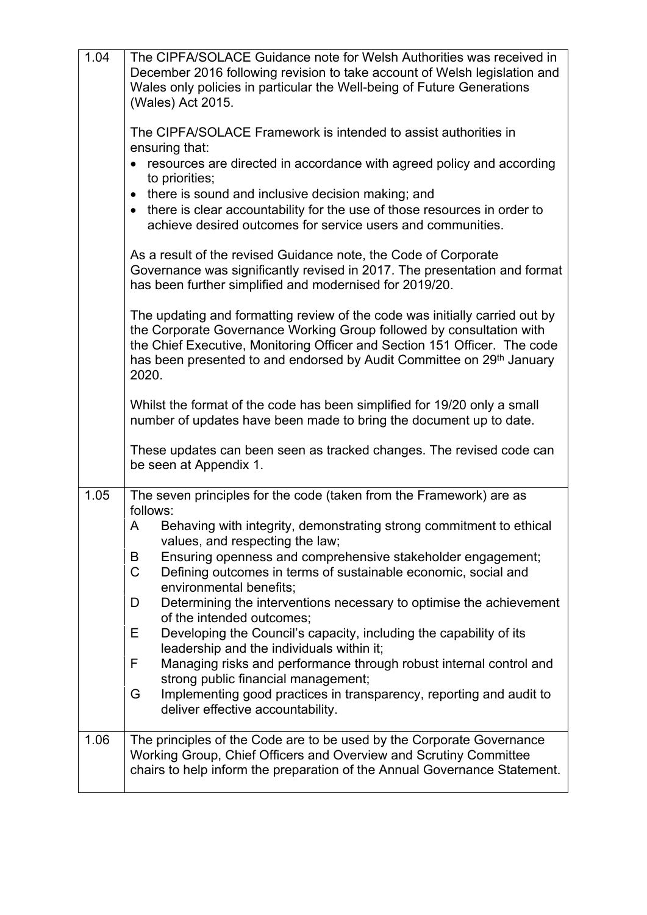| | |
|---|---|
| 1.04 | The CIPFA/SOLACE Guidance note for Welsh Authorities was received in December 2016 following revision to take account of Welsh legislation and Wales only policies in particular the Well-being of Future Generations (Wales) Act 2015.<br><br>The CIPFA/SOLACE Framework is intended to assist authorities in ensuring that:<br>• resources are directed in accordance with agreed policy and according to priorities;<br>• there is sound and inclusive decision making; and<br>• there is clear accountability for the use of those resources in order to achieve desired outcomes for service users and communities.<br><br>As a result of the revised Guidance note, the Code of Corporate Governance was significantly revised in 2017. The presentation and format has been further simplified and modernised for 2019/20.<br><br>The updating and formatting review of the code was initially carried out by the Corporate Governance Working Group followed by consultation with the Chief Executive, Monitoring Officer and Section 151 Officer. The code has been presented to and endorsed by Audit Committee on 29th January 2020.<br><br>Whilst the format of the code has been simplified for 19/20 only a small number of updates have been made to bring the document up to date.<br><br>These updates can been seen as tracked changes. The revised code can be seen at Appendix 1. |
| 1.05 | The seven principles for the code (taken from the Framework) are as follows:<br>A Behaving with integrity, demonstrating strong commitment to ethical values, and respecting the law;<br>B Ensuring openness and comprehensive stakeholder engagement;<br>C Defining outcomes in terms of sustainable economic, social and environmental benefits;<br>D Determining the interventions necessary to optimise the achievement of the intended outcomes;<br>E Developing the Council's capacity, including the capability of its leadership and the individuals within it;<br>F Managing risks and performance through robust internal control and strong public financial management;<br>G Implementing good practices in transparency, reporting and audit to deliver effective accountability. |
| 1.06 | The principles of the Code are to be used by the Corporate Governance Working Group, Chief Officers and Overview and Scrutiny Committee chairs to help inform the preparation of the Annual Governance Statement. |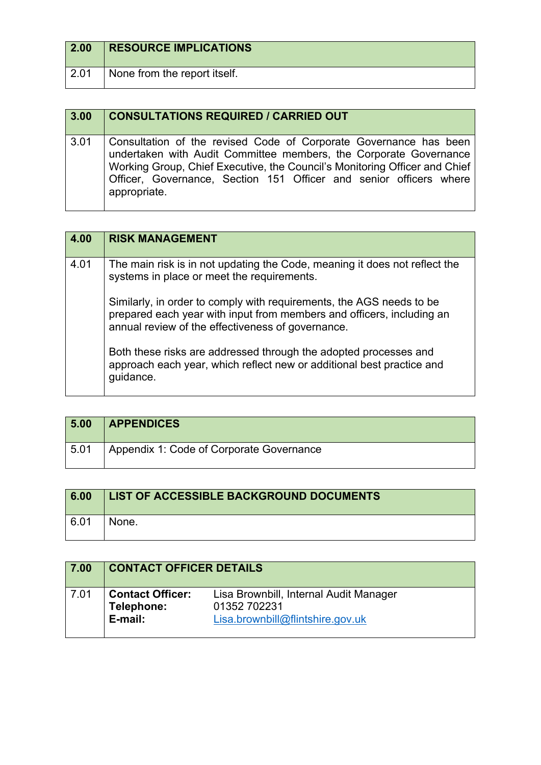| 2.00 | RESOURCE IMPLICATIONS |
|---|---|
| 2.01 | None from the report itself. |

| 3.00 | CONSULTATIONS REQUIRED / CARRIED OUT |
|---|---|
| 3.01 | Consultation of the revised Code of Corporate Governance has been undertaken with Audit Committee members, the Corporate Governance Working Group, Chief Executive, the Council's Monitoring Officer and Chief Officer, Governance, Section 151 Officer and senior officers where appropriate. |

| 4.00 | RISK MANAGEMENT |
|---|---|
| 4.01 | The main risk is in not updating the Code, meaning it does not reflect the systems in place or meet the requirements.<br><br>Similarly, in order to comply with requirements, the AGS needs to be prepared each year with input from members and officers, including an annual review of the effectiveness of governance.<br><br>Both these risks are addressed through the adopted processes and approach each year, which reflect new or additional best practice and guidance. |

| 5.00 | APPENDICES |
|---|---|
| 5.01 | Appendix 1: Code of Corporate Governance |

| 6.00 | LIST OF ACCESSIBLE BACKGROUND DOCUMENTS |
|---|---|
| 6.01 | None. |

| 7.00 | CONTACT OFFICER DETAILS |
|---|---|
| 7.01 | **Contact Officer:** Lisa Brownbill, Internal Audit Manager<br>**Telephone:** 01352 702231<br>**E-mail:** Lisa.brownbill@flintshire.gov.uk |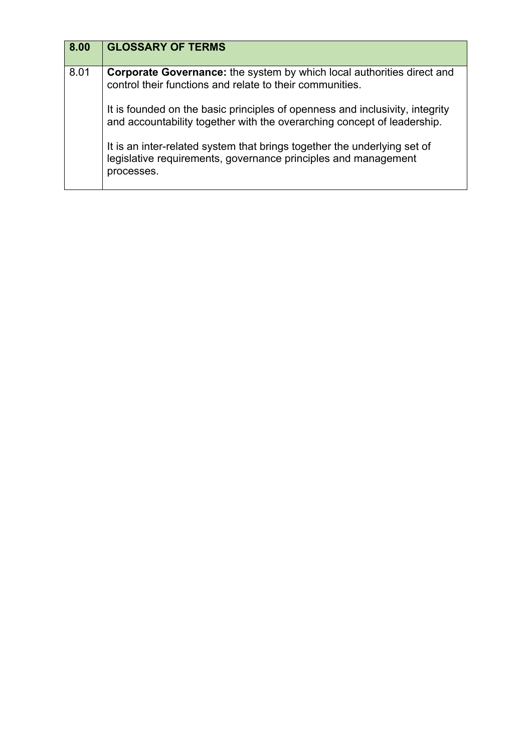| 8.00 | GLOSSARY OF TERMS |
| --- | --- |
| 8.01 | **Corporate Governance:** the system by which local authorities direct and control their functions and relate to their communities.<br><br>It is founded on the basic principles of openness and inclusivity, integrity and accountability together with the overarching concept of leadership.<br><br>It is an inter-related system that brings together the underlying set of legislative requirements, governance principles and management processes. |